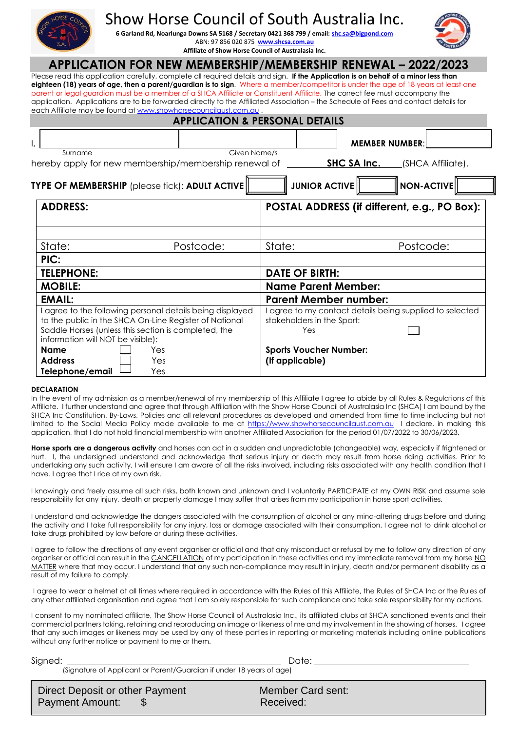# Show Horse Council of South Australia Inc.

**6 Garland Rd, Noarlunga Downs SA 5168 / Secretary 0421 368 799 / email: shc.sa@bigpond.com**
ABN: 97 856 020 875 **www.shcsa.com.au**
**Affiliate of Show Horse Council of Australasia Inc.**

## APPLICATION FOR NEW MEMBERSHIP/MEMBERSHIP RENEWAL – 2022/2023

Please read this application carefully, complete all required details and sign. **If the Application is on behalf of a minor less than eighteen (18) years of age, then a parent/guardian is to sign**. Where a member/competitor is under the age of 18 years at least one parent or legal guardian must be a member of a SHCA Affiliate or Constituent Affiliate. The correct fee must accompany the application. Applications are to be forwarded directly to the Affiliated Association – the Schedule of Fees and contact details for each Affiliate may be found at www.showhorsecouncilaust.com.au .

### APPLICATION & PERSONAL DETAILS

I, ____________________ ____________________ **MEMBER NUMBER**: __________
Surname Given Name/s

hereby apply for new membership/membership renewal of **SHC SA Inc.** (SHCA Affiliate).

**TYPE OF MEMBERSHIP** (please tick): **ADULT ACTIVE** ☐ **JUNIOR ACTIVE** ☐ **NON-ACTIVE** ☐

| **ADDRESS:** | **POSTAL ADDRESS (if different, e.g., PO Box):** |
|---|---|
| | |
| | |
| State: Postcode: | State: Postcode: |
| **PIC:** | |
| **TELEPHONE:** | **DATE OF BIRTH:** |
| **MOBILE:** | **Name Parent Member:** |
| **EMAIL:** | **Parent Member number:** |
| I agree to the following personal details being displayed to the public in the SHCA On-Line Register of National Saddle Horses (unless this section is completed, the information will NOT be visible):<br>**Name** ☐ Yes<br>**Address** ☐ Yes<br>**Telephone/email** ☐ Yes | I agree to my contact details being supplied to selected stakeholders in the Sport:<br>Yes ☐<br><br>**Sports Voucher Number:**<br>**(If applicable)** |

**DECLARATION**

In the event of my admission as a member/renewal of my membership of this Affiliate I agree to abide by all Rules & Regulations of this Affiliate. I further understand and agree that through Affiliation with the Show Horse Council of Australasia Inc (SHCA) I am bound by the SHCA Inc Constitution, By-Laws, Policies and all relevant procedures as developed and amended from time to time including but not limited to the Social Media Policy made available to me at https://www.showhorsecouncilaust.com.au I declare, in making this application, that I do not hold financial membership with another Affiliated Association for the period 01/07/2022 to 30/06/2023.

**Horse sports are a dangerous activity** and horses can act in a sudden and unpredictable (changeable) way, especially if frightened or hurt. I, the undersigned understand and acknowledge that serious injury or death may result from horse riding activities. Prior to undertaking any such activity, I will ensure I am aware of all the risks involved, including risks associated with any health condition that I have. I agree that I ride at my own risk.

I knowingly and freely assume all such risks, both known and unknown and I voluntarily PARTICIPATE at my OWN RISK and assume sole responsibility for any injury, death or property damage I may suffer that arises from my participation in horse sport activities.

I understand and acknowledge the dangers associated with the consumption of alcohol or any mind-altering drugs before and during the activity and I take full responsibility for any injury, loss or damage associated with their consumption. I agree not to drink alcohol or take drugs prohibited by law before or during these activities.

I agree to follow the directions of any event organiser or official and that any misconduct or refusal by me to follow any direction of any organiser or official can result in the CANCELLATION of my participation in these activities and my immediate removal from my horse NO MATTER where that may occur. I understand that any such non-compliance may result in injury, death and/or permanent disability as a result of my failure to comply.

I agree to wear a helmet at all times where required in accordance with the Rules of this Affiliate, the Rules of SHCA Inc or the Rules of any other affiliated organisation and agree that I am solely responsible for such compliance and take sole responsibility for my actions.

I consent to my nominated affiliate, The Show Horse Council of Australasia Inc., its affiliated clubs at SHCA sanctioned events and their commercial partners taking, retaining and reproducing an image or likeness of me and my involvement in the showing of horses. I agree that any such images or likeness may be used by any of these parties in reporting or marketing materials including online publications without any further notice or payment to me or them.

Signed: ______________________________ Date: ______________________
(Signature of Applicant or Parent/Guardian if under 18 years of age)

| Direct Deposit or other Payment<br>Payment Amount: $ | Member Card sent:<br>Received: |
|---|---|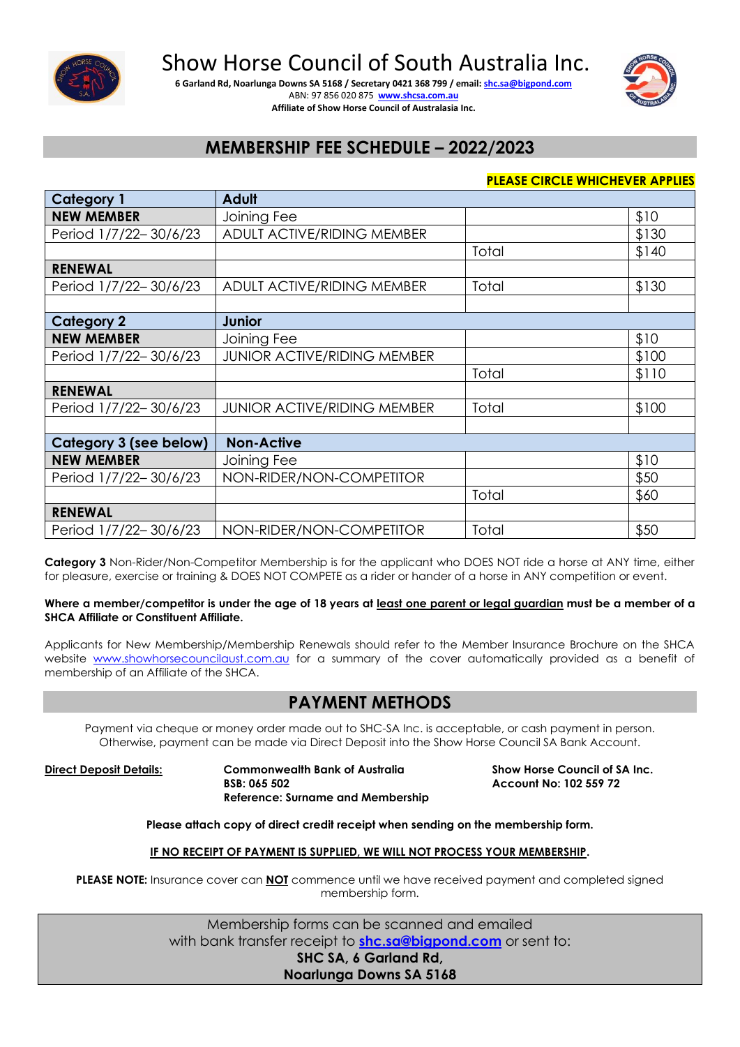# Show Horse Council of South Australia Inc.

**6 Garland Rd, Noarlunga Downs SA 5168 / Secretary 0421 368 799 / email: shc.sa@bigpond.com**
ABN: 97 856 020 875 **www.shcsa.com.au**
**Affiliate of Show Horse Council of Australasia Inc.**

## MEMBERSHIP FEE SCHEDULE – 2022/2023

**PLEASE CIRCLE WHICHEVER APPLIES**

| | | | |
|---|---|---|---|
| **Category 1** | **Adult** | | |
| **NEW MEMBER** | Joining Fee | | $10 |
| Period 1/7/22– 30/6/23 | ADULT ACTIVE/RIDING MEMBER | | $130 |
| | | Total | $140 |
| **RENEWAL** | | | |
| Period 1/7/22– 30/6/23 | ADULT ACTIVE/RIDING MEMBER | Total | $130 |
| | | | |
| **Category 2** | **Junior** | | |
| **NEW MEMBER** | Joining Fee | | $10 |
| Period 1/7/22– 30/6/23 | JUNIOR ACTIVE/RIDING MEMBER | | $100 |
| | | Total | $110 |
| **RENEWAL** | | | |
| Period 1/7/22– 30/6/23 | JUNIOR ACTIVE/RIDING MEMBER | Total | $100 |
| | | | |
| **Category 3 (see below)** | **Non-Active** | | |
| **NEW MEMBER** | Joining Fee | | $10 |
| Period 1/7/22– 30/6/23 | NON-RIDER/NON-COMPETITOR | | $50 |
| | | Total | $60 |
| **RENEWAL** | | | |
| Period 1/7/22– 30/6/23 | NON-RIDER/NON-COMPETITOR | Total | $50 |

**Category 3** Non-Rider/Non-Competitor Membership is for the applicant who DOES NOT ride a horse at ANY time, either for pleasure, exercise or training & DOES NOT COMPETE as a rider or hander of a horse in ANY competition or event.

**Where a member/competitor is under the age of 18 years at least one parent or legal guardian must be a member of a SHCA Affiliate or Constituent Affiliate.**

Applicants for New Membership/Membership Renewals should refer to the Member Insurance Brochure on the SHCA website www.showhorsecouncilaust.com.au for a summary of the cover automatically provided as a benefit of membership of an Affiliate of the SHCA.

## PAYMENT METHODS

Payment via cheque or money order made out to SHC-SA Inc. is acceptable, or cash payment in person. Otherwise, payment can be made via Direct Deposit into the Show Horse Council SA Bank Account.

**Direct Deposit Details:**

**Commonwealth Bank of Australia**
**BSB: 065 502**
**Reference: Surname and Membership**

**Show Horse Council of SA Inc.**
**Account No: 102 559 72**

**Please attach copy of direct credit receipt when sending on the membership form.**

**IF NO RECEIPT OF PAYMENT IS SUPPLIED, WE WILL NOT PROCESS YOUR MEMBERSHIP.**

**PLEASE NOTE:** Insurance cover can **NOT** commence until we have received payment and completed signed membership form.

Membership forms can be scanned and emailed with bank transfer receipt to **shc.sa@bigpond.com** or sent to:
**SHC SA, 6 Garland Rd,**
**Noarlunga Downs SA 5168**